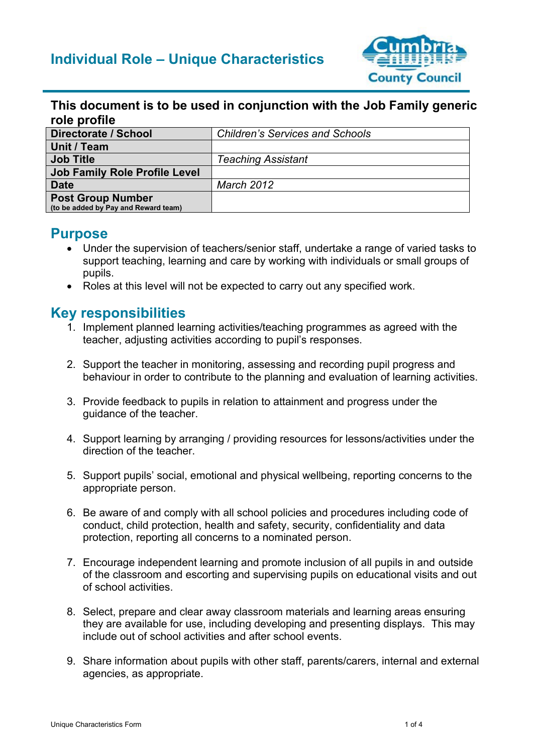# Individual Role – Unique Characteristics

**This document is to be used in conjunction with the Job Family generic role profile**

| | |
|---|---|
| **Directorate / School** | *Children's Services and Schools* |
| **Unit / Team** | |
| **Job Title** | *Teaching Assistant* |
| **Job Family Role Profile Level** | |
| **Date** | *March 2012* |
| **Post Group Number** (to be added by Pay and Reward team) | |

## Purpose

- Under the supervision of teachers/senior staff, undertake a range of varied tasks to support teaching, learning and care by working with individuals or small groups of pupils.
- Roles at this level will not be expected to carry out any specified work.

## Key responsibilities

1. Implement planned learning activities/teaching programmes as agreed with the teacher, adjusting activities according to pupil's responses.

2. Support the teacher in monitoring, assessing and recording pupil progress and behaviour in order to contribute to the planning and evaluation of learning activities.

3. Provide feedback to pupils in relation to attainment and progress under the guidance of the teacher.

4. Support learning by arranging / providing resources for lessons/activities under the direction of the teacher.

5. Support pupils' social, emotional and physical wellbeing, reporting concerns to the appropriate person.

6. Be aware of and comply with all school policies and procedures including code of conduct, child protection, health and safety, security, confidentiality and data protection, reporting all concerns to a nominated person.

7. Encourage independent learning and promote inclusion of all pupils in and outside of the classroom and escorting and supervising pupils on educational visits and out of school activities.

8. Select, prepare and clear away classroom materials and learning areas ensuring they are available for use, including developing and presenting displays. This may include out of school activities and after school events.

9. Share information about pupils with other staff, parents/carers, internal and external agencies, as appropriate.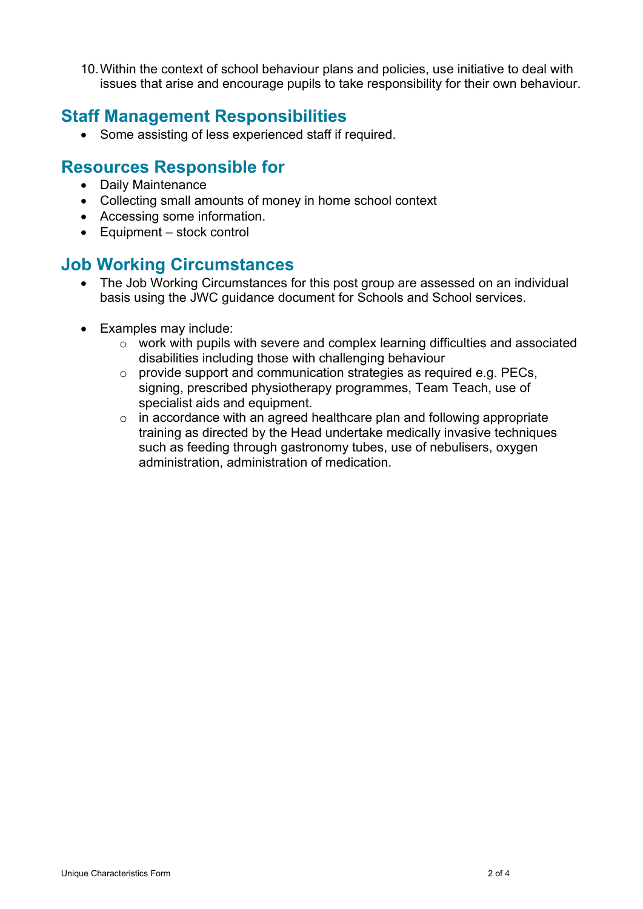10. Within the context of school behaviour plans and policies, use initiative to deal with issues that arise and encourage pupils to take responsibility for their own behaviour.

## Staff Management Responsibilities

- Some assisting of less experienced staff if required.

## Resources Responsible for

- Daily Maintenance
- Collecting small amounts of money in home school context
- Accessing some information.
- Equipment – stock control

## Job Working Circumstances

- The Job Working Circumstances for this post group are assessed on an individual basis using the JWC guidance document for Schools and School services.

- Examples may include:
    - work with pupils with severe and complex learning difficulties and associated disabilities including those with challenging behaviour
    - provide support and communication strategies as required e.g. PECs, signing, prescribed physiotherapy programmes, Team Teach, use of specialist aids and equipment.
    - in accordance with an agreed healthcare plan and following appropriate training as directed by the Head undertake medically invasive techniques such as feeding through gastronomy tubes, use of nebulisers, oxygen administration, administration of medication.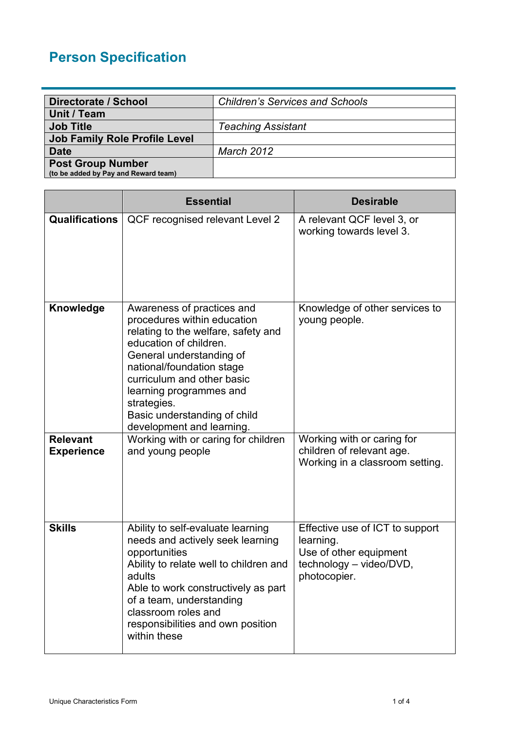# Person Specification

| Directorate / School | *Children's Services and Schools* |
|---|---|
| Unit / Team | |
| Job Title | *Teaching Assistant* |
| Job Family Role Profile Level | |
| Date | *March 2012* |
| Post Group Number (to be added by Pay and Reward team) | |

| | Essential | Desirable |
|---|---|---|
| **Qualifications** | QCF recognised relevant Level 2 | A relevant QCF level 3, or working towards level 3. |
| **Knowledge** | Awareness of practices and procedures within education relating to the welfare, safety and education of children.<br>General understanding of national/foundation stage curriculum and other basic learning programmes and strategies.<br>Basic understanding of child development and learning. | Knowledge of other services to young people. |
| **Relevant Experience** | Working with or caring for children and young people | Working with or caring for children of relevant age.<br>Working in a classroom setting. |
| **Skills** | Ability to self-evaluate learning needs and actively seek learning opportunities<br>Ability to relate well to children and adults<br>Able to work constructively as part of a team, understanding classroom roles and responsibilities and own position within these | Effective use of ICT to support learning.<br>Use of other equipment technology – video/DVD, photocopier. |

Unique Characteristics Form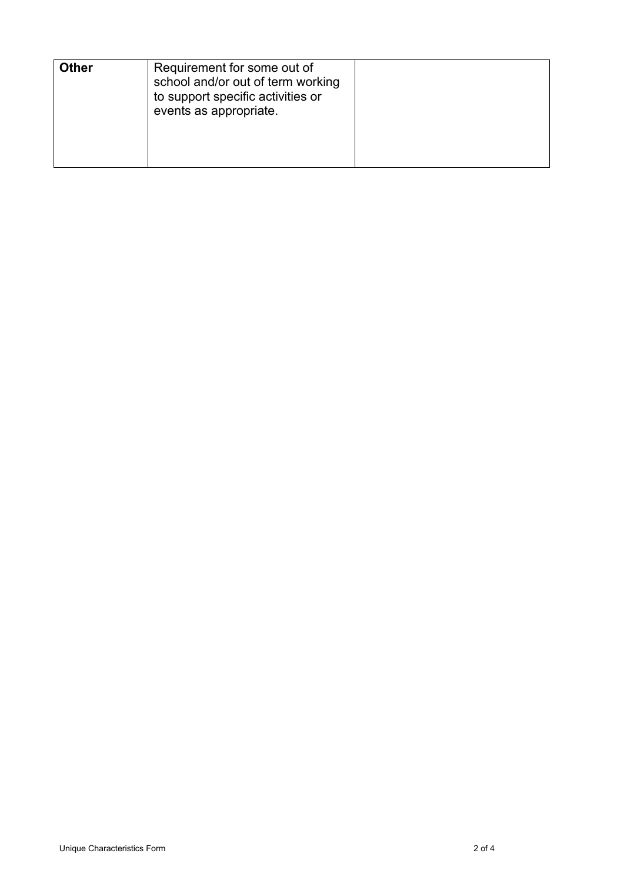| | | |
|---|---|---|
| **Other** | Requirement for some out of school and/or out of term working to support specific activities or events as appropriate. | |